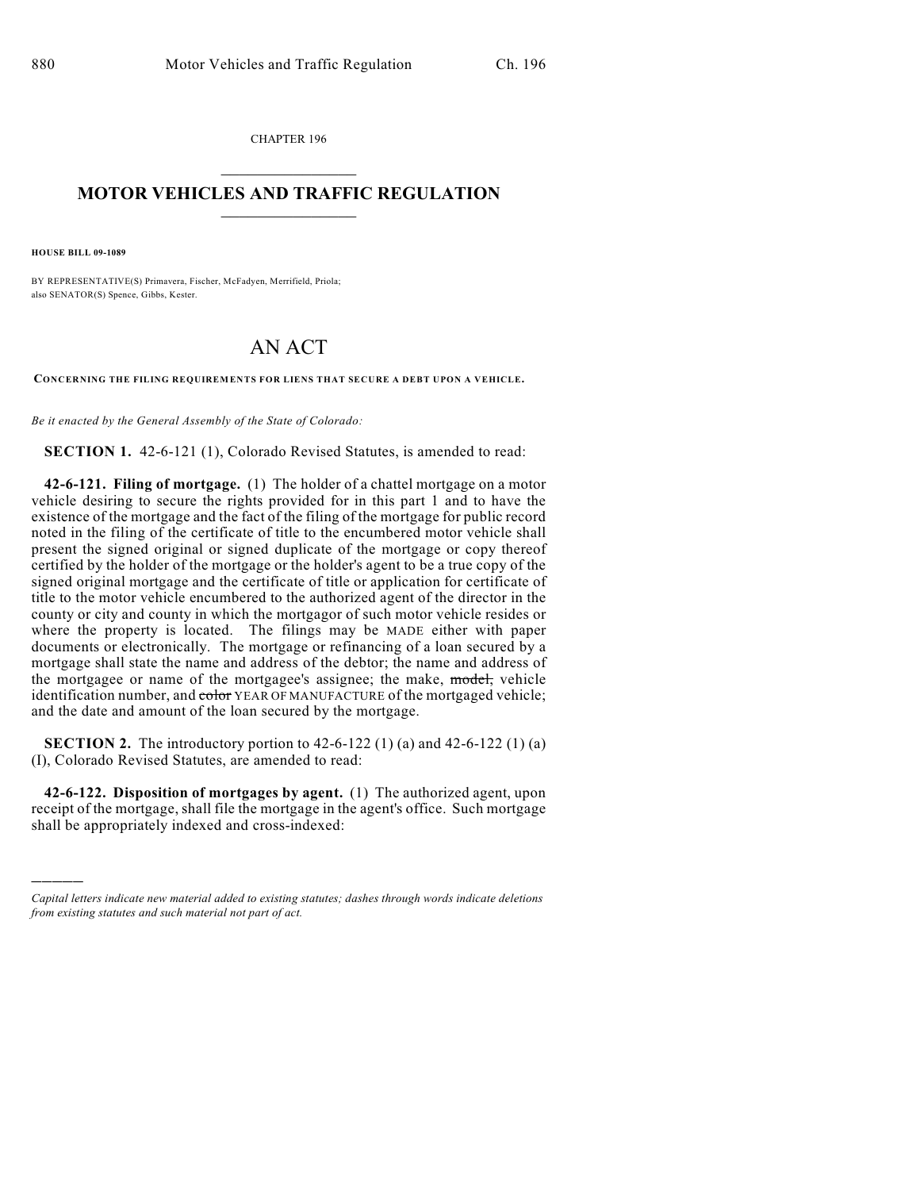CHAPTER 196

# MOTOR VEHICLES AND TRAFFIC REGULATION

**HOUSE BILL 09-1089**

BY REPRESENTATIVE(S) Primavera, Fischer, McFadyen, Merrifield, Priola; also SENATOR(S) Spence, Gibbs, Kester.

# AN ACT

**CONCERNING THE FILING REQUIREMENTS FOR LIENS THAT SECURE A DEBT UPON A VEHICLE.**

*Be it enacted by the General Assembly of the State of Colorado:*

**SECTION 1.** 42-6-121 (1), Colorado Revised Statutes, is amended to read:

**42-6-121. Filing of mortgage.** (1) The holder of a chattel mortgage on a motor vehicle desiring to secure the rights provided for in this part 1 and to have the existence of the mortgage and the fact of the filing of the mortgage for public record noted in the filing of the certificate of title to the encumbered motor vehicle shall present the signed original or signed duplicate of the mortgage or copy thereof certified by the holder of the mortgage or the holder's agent to be a true copy of the signed original mortgage and the certificate of title or application for certificate of title to the motor vehicle encumbered to the authorized agent of the director in the county or city and county in which the mortgagor of such motor vehicle resides or where the property is located. The filings may be MADE either with paper documents or electronically. The mortgage or refinancing of a loan secured by a mortgage shall state the name and address of the debtor; the name and address of the mortgagee or name of the mortgagee's assignee; the make, ~~model,~~ vehicle identification number, and ~~color~~ YEAR OF MANUFACTURE of the mortgaged vehicle; and the date and amount of the loan secured by the mortgage.

**SECTION 2.** The introductory portion to 42-6-122 (1) (a) and 42-6-122 (1) (a) (I), Colorado Revised Statutes, are amended to read:

**42-6-122. Disposition of mortgages by agent.** (1) The authorized agent, upon receipt of the mortgage, shall file the mortgage in the agent's office. Such mortgage shall be appropriately indexed and cross-indexed:

---

*Capital letters indicate new material added to existing statutes; dashes through words indicate deletions from existing statutes and such material not part of act.*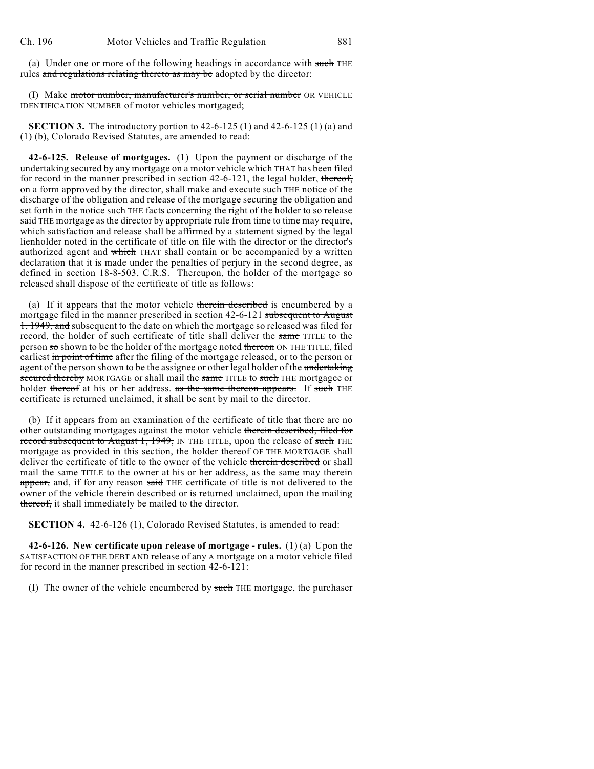(a) Under one or more of the following headings in accordance with ~~such~~ THE rules ~~and regulations relating thereto as may be~~ adopted by the director:

(I) Make ~~motor number, manufacturer's number, or serial number~~ OR VEHICLE IDENTIFICATION NUMBER of motor vehicles mortgaged;

**SECTION 3.** The introductory portion to 42-6-125 (1) and 42-6-125 (1) (a) and (1) (b), Colorado Revised Statutes, are amended to read:

**42-6-125. Release of mortgages.** (1) Upon the payment or discharge of the undertaking secured by any mortgage on a motor vehicle ~~which~~ THAT has been filed for record in the manner prescribed in section 42-6-121, the legal holder, ~~thereof,~~ on a form approved by the director, shall make and execute ~~such~~ THE notice of the discharge of the obligation and release of the mortgage securing the obligation and set forth in the notice ~~such~~ THE facts concerning the right of the holder to ~~so~~ release ~~said~~ THE mortgage as the director by appropriate rule ~~from time to time~~ may require, which satisfaction and release shall be affirmed by a statement signed by the legal lienholder noted in the certificate of title on file with the director or the director's authorized agent and ~~which~~ THAT shall contain or be accompanied by a written declaration that it is made under the penalties of perjury in the second degree, as defined in section 18-8-503, C.R.S. Thereupon, the holder of the mortgage so released shall dispose of the certificate of title as follows:

(a) If it appears that the motor vehicle ~~therein described~~ is encumbered by a mortgage filed in the manner prescribed in section 42-6-121 ~~subsequent to August 1, 1949, and~~ subsequent to the date on which the mortgage so released was filed for record, the holder of such certificate of title shall deliver the ~~same~~ TITLE to the person ~~so~~ shown to be the holder of the mortgage noted ~~thereon~~ ON THE TITLE, filed earliest ~~in point of time~~ after the filing of the mortgage released, or to the person or agent of the person shown to be the assignee or other legal holder of the ~~undertaking secured thereby~~ MORTGAGE or shall mail the ~~same~~ TITLE to ~~such~~ THE mortgagee or holder ~~thereof~~ at his or her address. ~~as the same thereon appears.~~ If ~~such~~ THE certificate is returned unclaimed, it shall be sent by mail to the director.

(b) If it appears from an examination of the certificate of title that there are no other outstanding mortgages against the motor vehicle ~~therein described, filed for record subsequent to August 1, 1949,~~ IN THE TITLE, upon the release of ~~such~~ THE mortgage as provided in this section, the holder ~~thereof~~ OF THE MORTGAGE shall deliver the certificate of title to the owner of the vehicle ~~therein described~~ or shall mail the ~~same~~ TITLE to the owner at his or her address, ~~as the same may therein appear,~~ and, if for any reason ~~said~~ THE certificate of title is not delivered to the owner of the vehicle ~~therein described~~ or is returned unclaimed, ~~upon the mailing thereof,~~ it shall immediately be mailed to the director.

**SECTION 4.** 42-6-126 (1), Colorado Revised Statutes, is amended to read:

**42-6-126. New certificate upon release of mortgage - rules.** (1) (a) Upon the SATISFACTION OF THE DEBT AND release of ~~any~~ A mortgage on a motor vehicle filed for record in the manner prescribed in section 42-6-121:

(I) The owner of the vehicle encumbered by ~~such~~ THE mortgage, the purchaser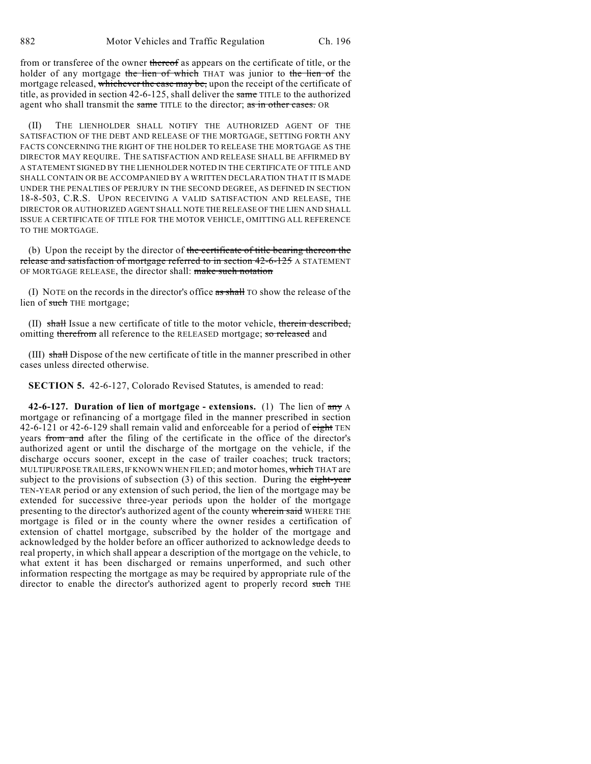from or transferee of the owner ~~thereof~~ as appears on the certificate of title, or the holder of any mortgage ~~the lien of which~~ THAT was junior to ~~the lien of~~ the mortgage released, ~~whichever the case may be,~~ upon the receipt of the certificate of title, as provided in section 42-6-125, shall deliver the ~~same~~ TITLE to the authorized agent who shall transmit the ~~same~~ TITLE to the director; ~~as in other cases.~~ OR

(II) THE LIENHOLDER SHALL NOTIFY THE AUTHORIZED AGENT OF THE SATISFACTION OF THE DEBT AND RELEASE OF THE MORTGAGE, SETTING FORTH ANY FACTS CONCERNING THE RIGHT OF THE HOLDER TO RELEASE THE MORTGAGE AS THE DIRECTOR MAY REQUIRE. THE SATISFACTION AND RELEASE SHALL BE AFFIRMED BY A STATEMENT SIGNED BY THE LIENHOLDER NOTED IN THE CERTIFICATE OF TITLE AND SHALL CONTAIN OR BE ACCOMPANIED BY A WRITTEN DECLARATION THAT IT IS MADE UNDER THE PENALTIES OF PERJURY IN THE SECOND DEGREE, AS DEFINED IN SECTION 18-8-503, C.R.S. UPON RECEIVING A VALID SATISFACTION AND RELEASE, THE DIRECTOR OR AUTHORIZED AGENT SHALL NOTE THE RELEASE OF THE LIEN AND SHALL ISSUE A CERTIFICATE OF TITLE FOR THE MOTOR VEHICLE, OMITTING ALL REFERENCE TO THE MORTGAGE.

(b) Upon the receipt by the director of ~~the certificate of title bearing thereon the release and satisfaction of mortgage referred to in section 42-6-125~~ A STATEMENT OF MORTGAGE RELEASE, the director shall: ~~make such notation~~

(I) NOTE on the records in the director's office ~~as shall~~ TO show the release of the lien of ~~such~~ THE mortgage;

(II) ~~shall~~ Issue a new certificate of title to the motor vehicle, ~~therein described,~~ omitting ~~therefrom~~ all reference to the RELEASED mortgage; ~~so released~~ and

(III) ~~shall~~ Dispose of the new certificate of title in the manner prescribed in other cases unless directed otherwise.

**SECTION 5.** 42-6-127, Colorado Revised Statutes, is amended to read:

**42-6-127. Duration of lien of mortgage - extensions.** (1) The lien of ~~any~~ A mortgage or refinancing of a mortgage filed in the manner prescribed in section 42-6-121 or 42-6-129 shall remain valid and enforceable for a period of ~~eight~~ TEN years ~~from and~~ after the filing of the certificate in the office of the director's authorized agent or until the discharge of the mortgage on the vehicle, if the discharge occurs sooner, except in the case of trailer coaches; truck tractors; MULTIPURPOSE TRAILERS, IF KNOWN WHEN FILED; and motor homes, ~~which~~ THAT are subject to the provisions of subsection (3) of this section. During the ~~eight-year~~ TEN-YEAR period or any extension of such period, the lien of the mortgage may be extended for successive three-year periods upon the holder of the mortgage presenting to the director's authorized agent of the county ~~wherein said~~ WHERE THE mortgage is filed or in the county where the owner resides a certification of extension of chattel mortgage, subscribed by the holder of the mortgage and acknowledged by the holder before an officer authorized to acknowledge deeds to real property, in which shall appear a description of the mortgage on the vehicle, to what extent it has been discharged or remains unperformed, and such other information respecting the mortgage as may be required by appropriate rule of the director to enable the director's authorized agent to properly record ~~such~~ THE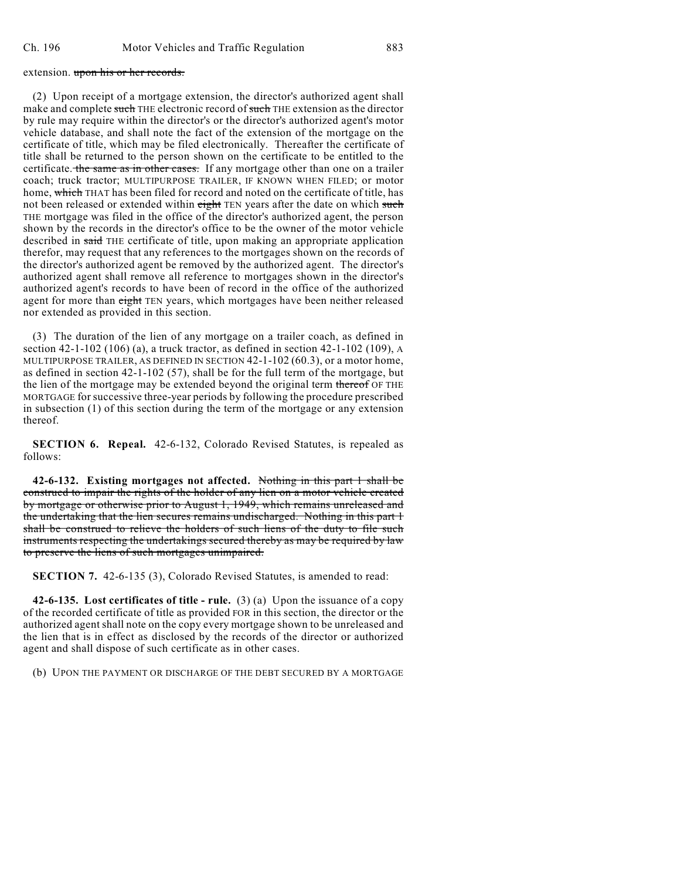extension. ~~upon his or her records.~~

(2) Upon receipt of a mortgage extension, the director's authorized agent shall make and complete ~~such~~ THE electronic record of ~~such~~ THE extension as the director by rule may require within the director's or the director's authorized agent's motor vehicle database, and shall note the fact of the extension of the mortgage on the certificate of title, which may be filed electronically. Thereafter the certificate of title shall be returned to the person shown on the certificate to be entitled to the certificate. ~~the same as in other cases.~~ If any mortgage other than one on a trailer coach; truck tractor; MULTIPURPOSE TRAILER, IF KNOWN WHEN FILED; or motor home, ~~which~~ THAT has been filed for record and noted on the certificate of title, has not been released or extended within ~~eight~~ TEN years after the date on which ~~such~~ THE mortgage was filed in the office of the director's authorized agent, the person shown by the records in the director's office to be the owner of the motor vehicle described in ~~said~~ THE certificate of title, upon making an appropriate application therefor, may request that any references to the mortgages shown on the records of the director's authorized agent be removed by the authorized agent. The director's authorized agent shall remove all reference to mortgages shown in the director's authorized agent's records to have been of record in the office of the authorized agent for more than ~~eight~~ TEN years, which mortgages have been neither released nor extended as provided in this section.

(3) The duration of the lien of any mortgage on a trailer coach, as defined in section 42-1-102 (106) (a), a truck tractor, as defined in section 42-1-102 (109), A MULTIPURPOSE TRAILER, AS DEFINED IN SECTION 42-1-102 (60.3), or a motor home, as defined in section 42-1-102 (57), shall be for the full term of the mortgage, but the lien of the mortgage may be extended beyond the original term ~~thereof~~ OF THE MORTGAGE for successive three-year periods by following the procedure prescribed in subsection (1) of this section during the term of the mortgage or any extension thereof.

**SECTION 6. Repeal.** 42-6-132, Colorado Revised Statutes, is repealed as follows:

**42-6-132. Existing mortgages not affected.** ~~Nothing in this part 1 shall be construed to impair the rights of the holder of any lien on a motor vehicle created by mortgage or otherwise prior to August 1, 1949, which remains unreleased and the undertaking that the lien secures remains undischarged. Nothing in this part 1 shall be construed to relieve the holders of such liens of the duty to file such instruments respecting the undertakings secured thereby as may be required by law to preserve the liens of such mortgages unimpaired.~~

**SECTION 7.** 42-6-135 (3), Colorado Revised Statutes, is amended to read:

**42-6-135. Lost certificates of title - rule.** (3) (a) Upon the issuance of a copy of the recorded certificate of title as provided FOR in this section, the director or the authorized agent shall note on the copy every mortgage shown to be unreleased and the lien that is in effect as disclosed by the records of the director or authorized agent and shall dispose of such certificate as in other cases.

(b) UPON THE PAYMENT OR DISCHARGE OF THE DEBT SECURED BY A MORTGAGE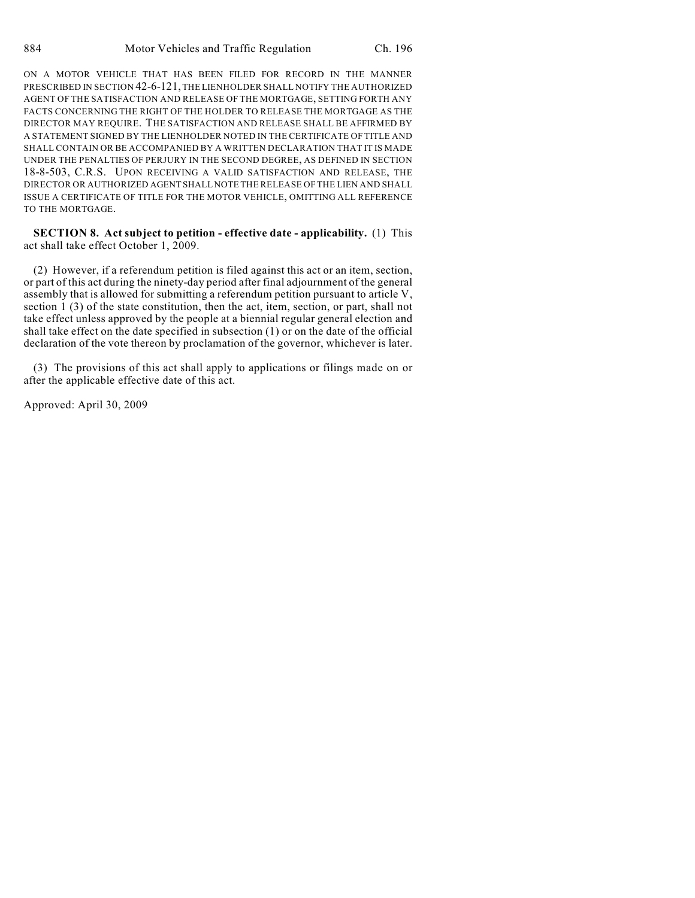ON A MOTOR VEHICLE THAT HAS BEEN FILED FOR RECORD IN THE MANNER PRESCRIBED IN SECTION 42-6-121, THE LIENHOLDER SHALL NOTIFY THE AUTHORIZED AGENT OF THE SATISFACTION AND RELEASE OF THE MORTGAGE, SETTING FORTH ANY FACTS CONCERNING THE RIGHT OF THE HOLDER TO RELEASE THE MORTGAGE AS THE DIRECTOR MAY REQUIRE. THE SATISFACTION AND RELEASE SHALL BE AFFIRMED BY A STATEMENT SIGNED BY THE LIENHOLDER NOTED IN THE CERTIFICATE OF TITLE AND SHALL CONTAIN OR BE ACCOMPANIED BY A WRITTEN DECLARATION THAT IT IS MADE UNDER THE PENALTIES OF PERJURY IN THE SECOND DEGREE, AS DEFINED IN SECTION 18-8-503, C.R.S. UPON RECEIVING A VALID SATISFACTION AND RELEASE, THE DIRECTOR OR AUTHORIZED AGENT SHALL NOTE THE RELEASE OF THE LIEN AND SHALL ISSUE A CERTIFICATE OF TITLE FOR THE MOTOR VEHICLE, OMITTING ALL REFERENCE TO THE MORTGAGE.

**SECTION 8. Act subject to petition - effective date - applicability.** (1) This act shall take effect October 1, 2009.

(2) However, if a referendum petition is filed against this act or an item, section, or part of this act during the ninety-day period after final adjournment of the general assembly that is allowed for submitting a referendum petition pursuant to article V, section 1 (3) of the state constitution, then the act, item, section, or part, shall not take effect unless approved by the people at a biennial regular general election and shall take effect on the date specified in subsection (1) or on the date of the official declaration of the vote thereon by proclamation of the governor, whichever is later.

(3) The provisions of this act shall apply to applications or filings made on or after the applicable effective date of this act.

Approved: April 30, 2009